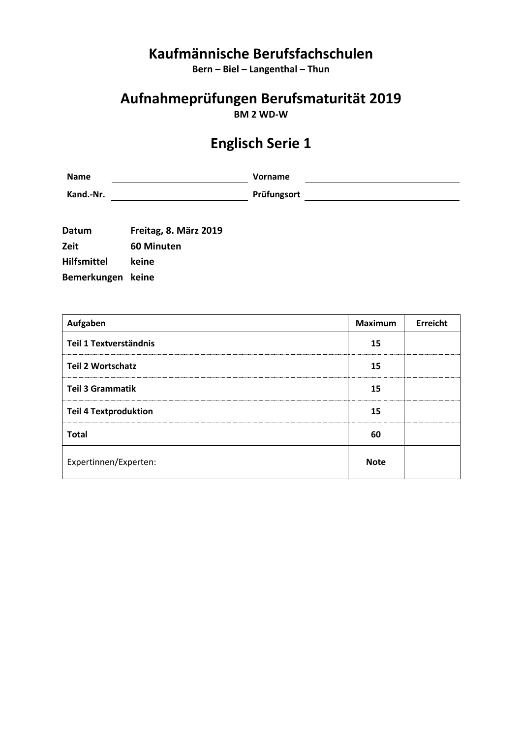# Kaufmännische Berufsfachschulen

**Bern – Biel – Langenthal – Thun**

# Aufnahmeprüfungen Berufsmaturität 2019

**BM 2 WD-W**

# Englisch Serie 1

| | | | |
|---|---|---|---|
| **Name** | | **Vorname** | |
| **Kand.-Nr.** | | **Prüfungsort** | |

| | |
|---|---|
| **Datum** | **Freitag, 8. März 2019** |
| **Zeit** | **60 Minuten** |
| **Hilfsmittel** | **keine** |
| **Bemerkungen** | **keine** |

| Aufgaben | Maximum | Erreicht |
|---|---|---|
| **Teil 1 Textverständnis** | **15** | |
| **Teil 2 Wortschatz** | **15** | |
| **Teil 3 Grammatik** | **15** | |
| **Teil 4 Textproduktion** | **15** | |
| **Total** | **60** | |
| Expertinnen/Experten: | **Note** | |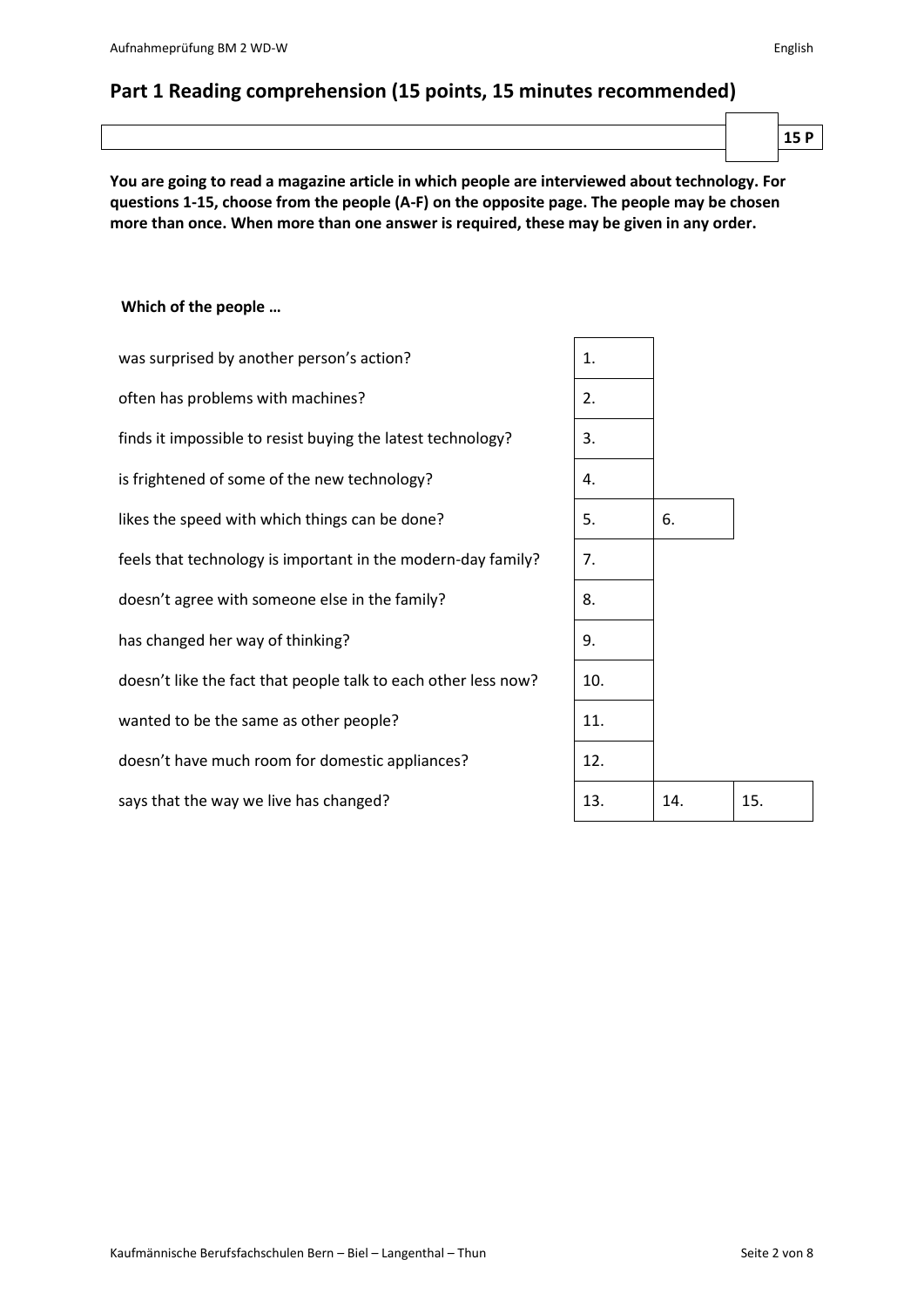## Part 1 Reading comprehension (15 points, 15 minutes recommended)

| | | |
|---|---|---|
| | | 15 P |

**You are going to read a magazine article in which people are interviewed about technology. For questions 1-15, choose from the people (A-F) on the opposite page. The people may be chosen more than once. When more than one answer is required, these may be given in any order.**

**Which of the people …**

| | | | |
|---|---|---|---|
| was surprised by another person's action? | 1. | | |
| often has problems with machines? | 2. | | |
| finds it impossible to resist buying the latest technology? | 3. | | |
| is frightened of some of the new technology? | 4. | | |
| likes the speed with which things can be done? | 5. | 6. | |
| feels that technology is important in the modern-day family? | 7. | | |
| doesn't agree with someone else in the family? | 8. | | |
| has changed her way of thinking? | 9. | | |
| doesn't like the fact that people talk to each other less now? | 10. | | |
| wanted to be the same as other people? | 11. | | |
| doesn't have much room for domestic appliances? | 12. | | |
| says that the way we live has changed? | 13. | 14. | 15. |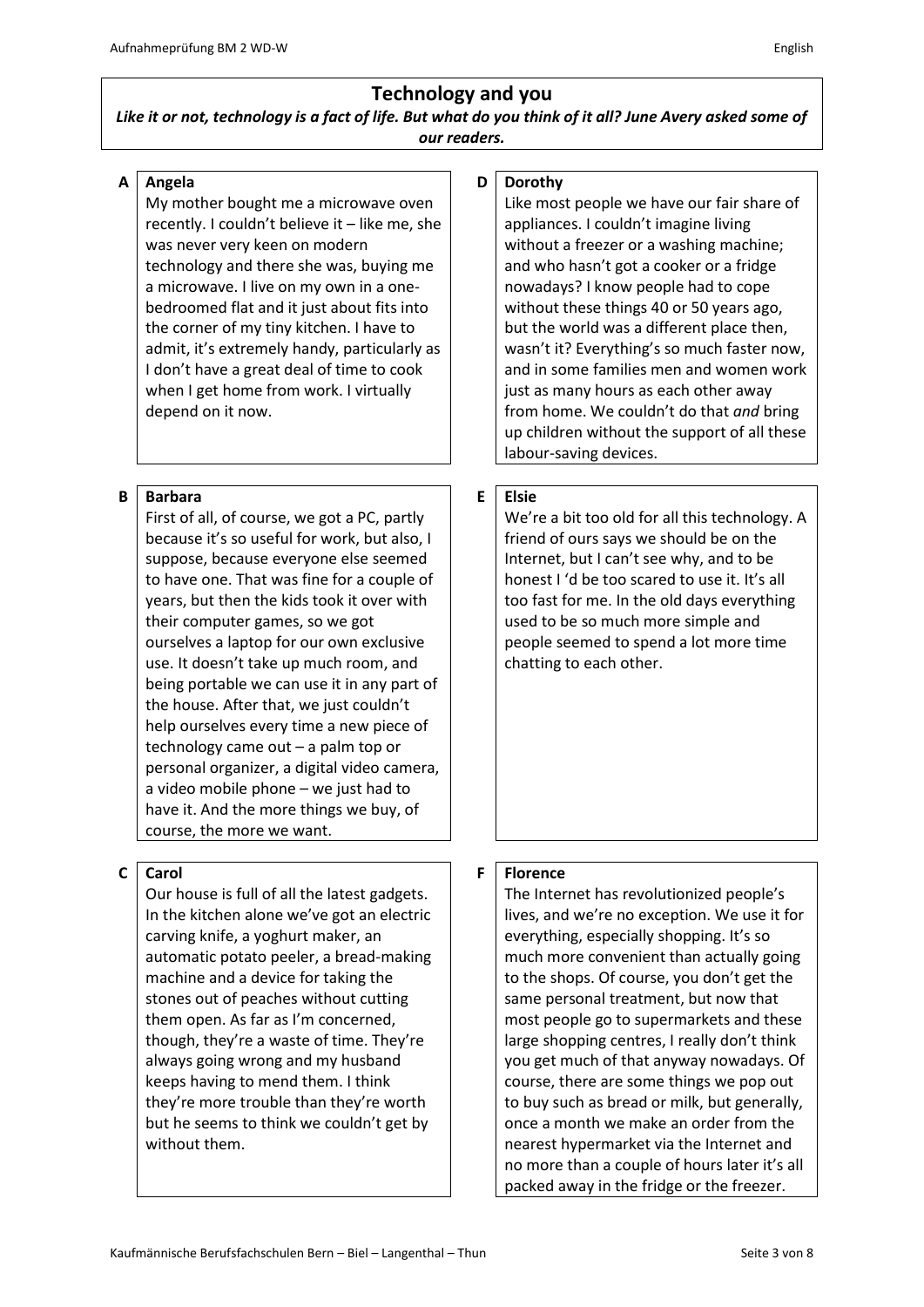# Technology and you

***Like it or not, technology is a fact of life. But what do you think of it all? June Avery asked some of our readers.***

**A** **Angela**

My mother bought me a microwave oven recently. I couldn't believe it – like me, she was never very keen on modern technology and there she was, buying me a microwave. I live on my own in a one-bedroomed flat and it just about fits into the corner of my tiny kitchen. I have to admit, it's extremely handy, particularly as I don't have a great deal of time to cook when I get home from work. I virtually depend on it now.

**B** **Barbara**

First of all, of course, we got a PC, partly because it's so useful for work, but also, I suppose, because everyone else seemed to have one. That was fine for a couple of years, but then the kids took it over with their computer games, so we got ourselves a laptop for our own exclusive use. It doesn't take up much room, and being portable we can use it in any part of the house. After that, we just couldn't help ourselves every time a new piece of technology came out – a palm top or personal organizer, a digital video camera, a video mobile phone – we just had to have it. And the more things we buy, of course, the more we want.

**C** **Carol**

Our house is full of all the latest gadgets. In the kitchen alone we've got an electric carving knife, a yoghurt maker, an automatic potato peeler, a bread-making machine and a device for taking the stones out of peaches without cutting them open. As far as I'm concerned, though, they're a waste of time. They're always going wrong and my husband keeps having to mend them. I think they're more trouble than they're worth but he seems to think we couldn't get by without them.

**D** **Dorothy**

Like most people we have our fair share of appliances. I couldn't imagine living without a freezer or a washing machine; and who hasn't got a cooker or a fridge nowadays? I know people had to cope without these things 40 or 50 years ago, but the world was a different place then, wasn't it? Everything's so much faster now, and in some families men and women work just as many hours as each other away from home. We couldn't do that *and* bring up children without the support of all these labour-saving devices.

**E** **Elsie**

We're a bit too old for all this technology. A friend of ours says we should be on the Internet, but I can't see why, and to be honest I 'd be too scared to use it. It's all too fast for me. In the old days everything used to be so much more simple and people seemed to spend a lot more time chatting to each other.

**F** **Florence**

The Internet has revolutionized people's lives, and we're no exception. We use it for everything, especially shopping. It's so much more convenient than actually going to the shops. Of course, you don't get the same personal treatment, but now that most people go to supermarkets and these large shopping centres, I really don't think you get much of that anyway nowadays. Of course, there are some things we pop out to buy such as bread or milk, but generally, once a month we make an order from the nearest hypermarket via the Internet and no more than a couple of hours later it's all packed away in the fridge or the freezer.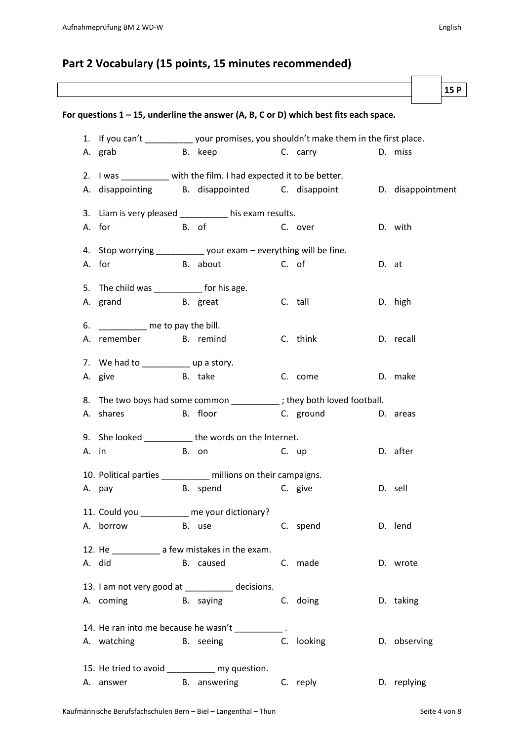## Part 2 Vocabulary (15 points, 15 minutes recommended)

| | | |
|---|---|---|
| | | 15 P |

**For questions 1 – 15, underline the answer (A, B, C or D) which best fits each space.**

1. If you can't __________ your promises, you shouldn't make them in the first place.
   A. grab B. keep C. carry D. miss

2. I was __________ with the film. I had expected it to be better.
   A. disappointing B. disappointed C. disappoint D. disappointment

3. Liam is very pleased __________ his exam results.
   A. for B. of C. over D. with

4. Stop worrying __________ your exam – everything will be fine.
   A. for B. about C. of D. at

5. The child was __________ for his age.
   A. grand B. great C. tall D. high

6. __________ me to pay the bill.
   A. remember B. remind C. think D. recall

7. We had to __________ up a story.
   A. give B. take C. come D. make

8. The two boys had some common __________ ; they both loved football.
   A. shares B. floor C. ground D. areas

9. She looked __________ the words on the Internet.
   A. in B. on C. up D. after

10. Political parties __________ millions on their campaigns.
    A. pay B. spend C. give D. sell

11. Could you __________ me your dictionary?
    A. borrow B. use C. spend D. lend

12. He __________ a few mistakes in the exam.
    A. did B. caused C. made D. wrote

13. I am not very good at __________ decisions.
    A. coming B. saying C. doing D. taking

14. He ran into me because he wasn't __________ .
    A. watching B. seeing C. looking D. observing

15. He tried to avoid __________ my question.
    A. answer B. answering C. reply D. replying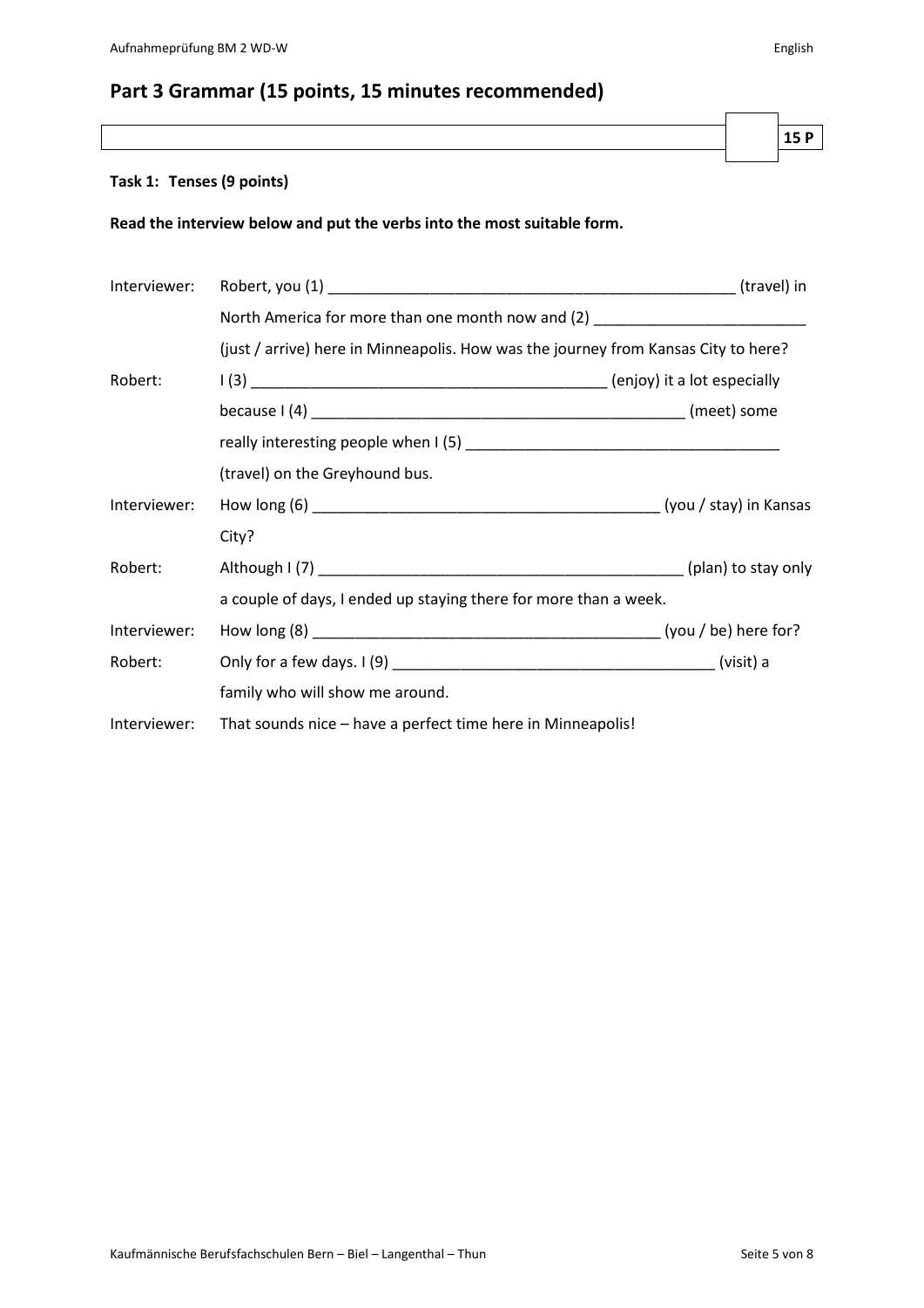## Part 3 Grammar (15 points, 15 minutes recommended)

| | | |
|---|---|---|
| | | **15 P** |

**Task 1: Tenses (9 points)**

**Read the interview below and put the verbs into the most suitable form.**

Interviewer: Robert, you (1) _________________________________________________ (travel) in North America for more than one month now and (2) _________________________ (just / arrive) here in Minneapolis. How was the journey from Kansas City to here?

Robert: I (3) __________________________________________ (enjoy) it a lot especially because I (4) ____________________________________________ (meet) some really interesting people when I (5) _____________________________________ (travel) on the Greyhound bus.

Interviewer: How long (6) _________________________________________ (you / stay) in Kansas City?

Robert: Although I (7) ____________________________________________ (plan) to stay only a couple of days, I ended up staying there for more than a week.

Interviewer: How long (8) _________________________________________ (you / be) here for?

Robert: Only for a few days. I (9) ______________________________________ (visit) a family who will show me around.

Interviewer: That sounds nice – have a perfect time here in Minneapolis!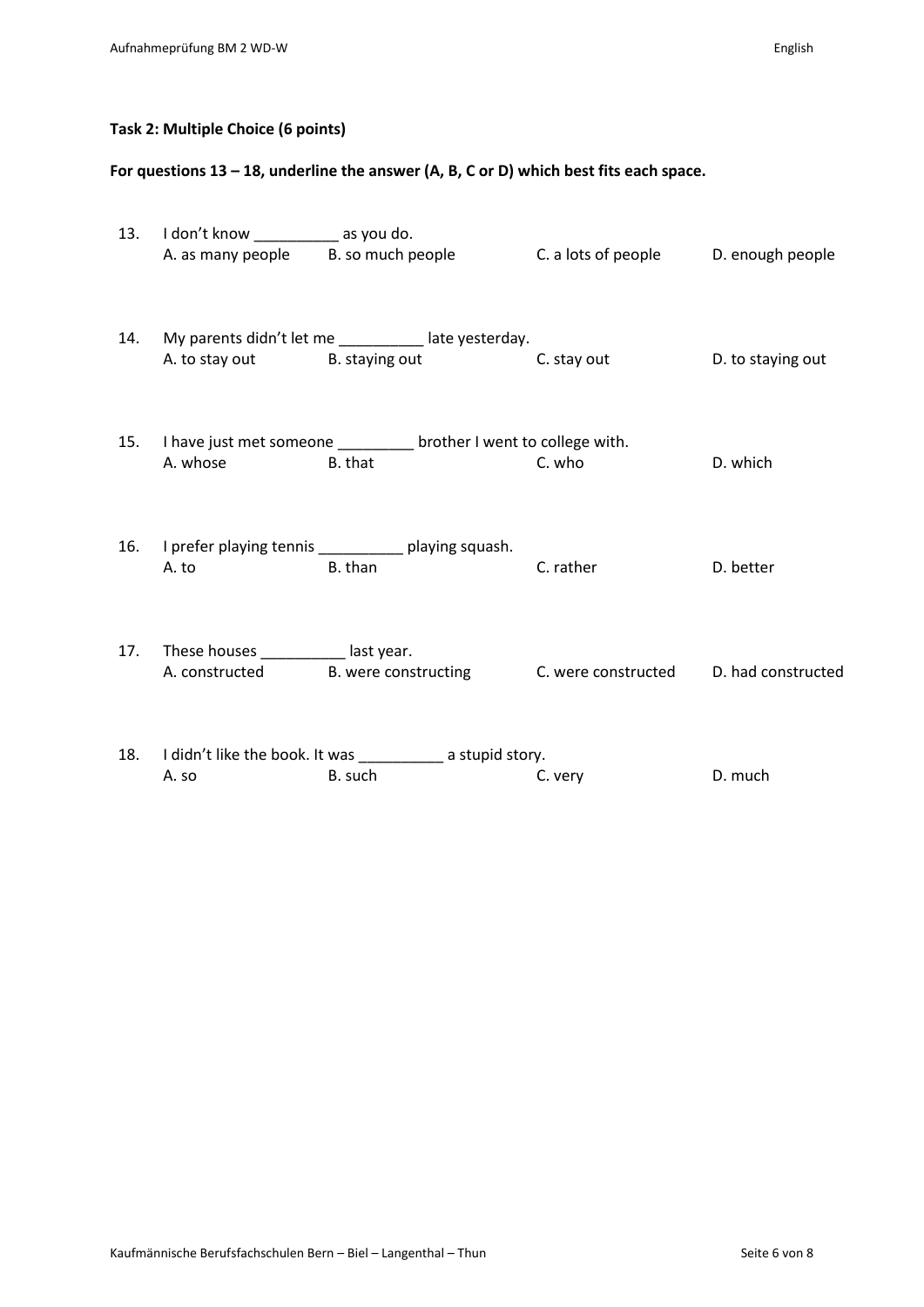**Task 2: Multiple Choice (6 points)**

**For questions 13 – 18, underline the answer (A, B, C or D) which best fits each space.**

13. I don't know __________ as you do.
    A. as many people B. so much people C. a lots of people D. enough people

14. My parents didn't let me __________ late yesterday.
    A. to stay out B. staying out C. stay out D. to staying out

15. I have just met someone _________ brother I went to college with.
    A. whose B. that C. who D. which

16. I prefer playing tennis __________ playing squash.
    A. to B. than C. rather D. better

17. These houses __________ last year.
    A. constructed B. were constructing C. were constructed D. had constructed

18. I didn't like the book. It was __________ a stupid story.
    A. so B. such C. very D. much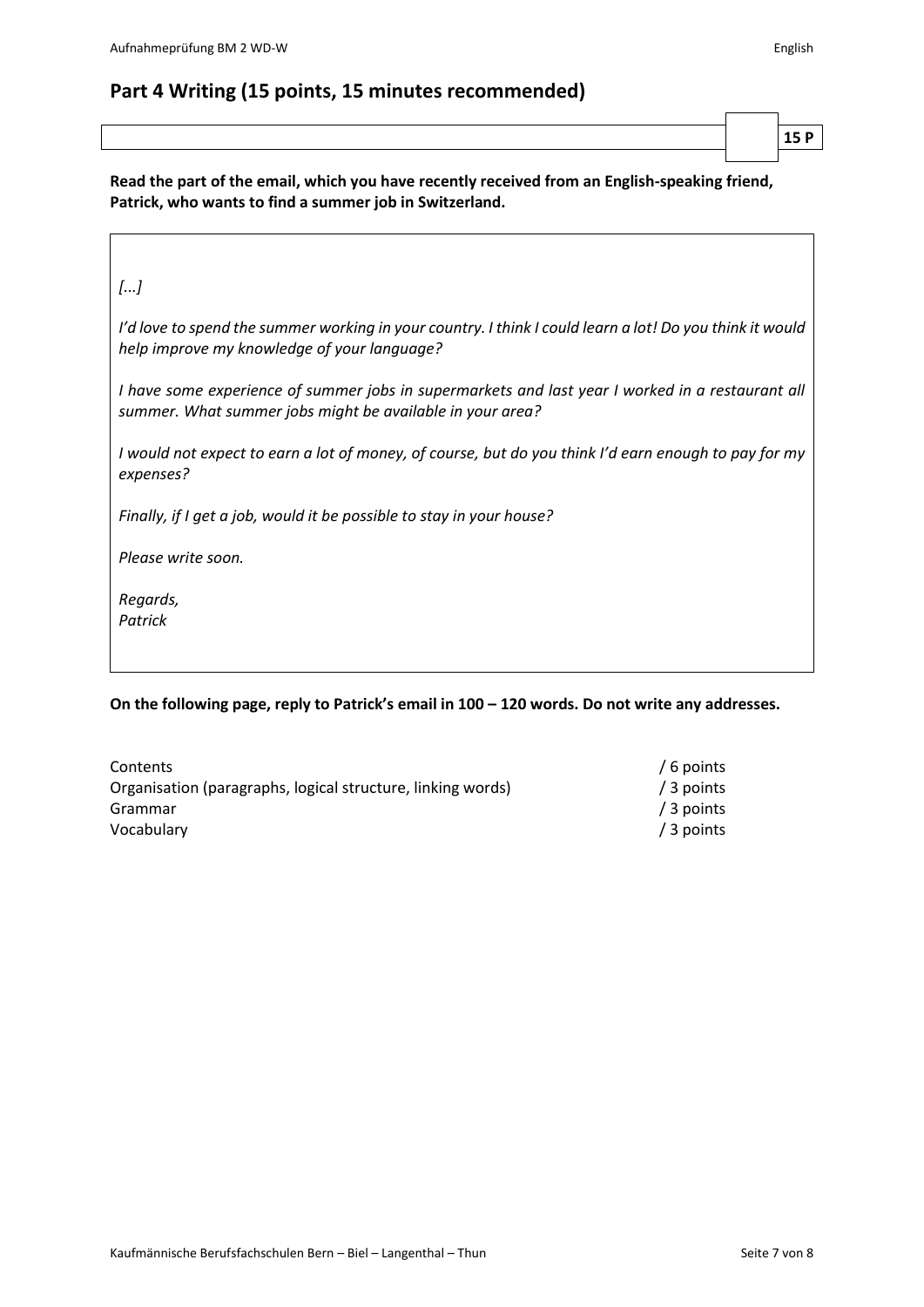## Part 4 Writing (15 points, 15 minutes recommended)

**15 P**

**Read the part of the email, which you have recently received from an English-speaking friend, Patrick, who wants to find a summer job in Switzerland.**

*[...]*

*I'd love to spend the summer working in your country. I think I could learn a lot! Do you think it would help improve my knowledge of your language?*

*I have some experience of summer jobs in supermarkets and last year I worked in a restaurant all summer. What summer jobs might be available in your area?*

*I would not expect to earn a lot of money, of course, but do you think I'd earn enough to pay for my expenses?*

*Finally, if I get a job, would it be possible to stay in your house?*

*Please write soon.*

*Regards,*
*Patrick*

**On the following page, reply to Patrick's email in 100 – 120 words. Do not write any addresses.**

| | |
|---|---|
| Contents | / 6 points |
| Organisation (paragraphs, logical structure, linking words) | / 3 points |
| Grammar | / 3 points |
| Vocabulary | / 3 points |